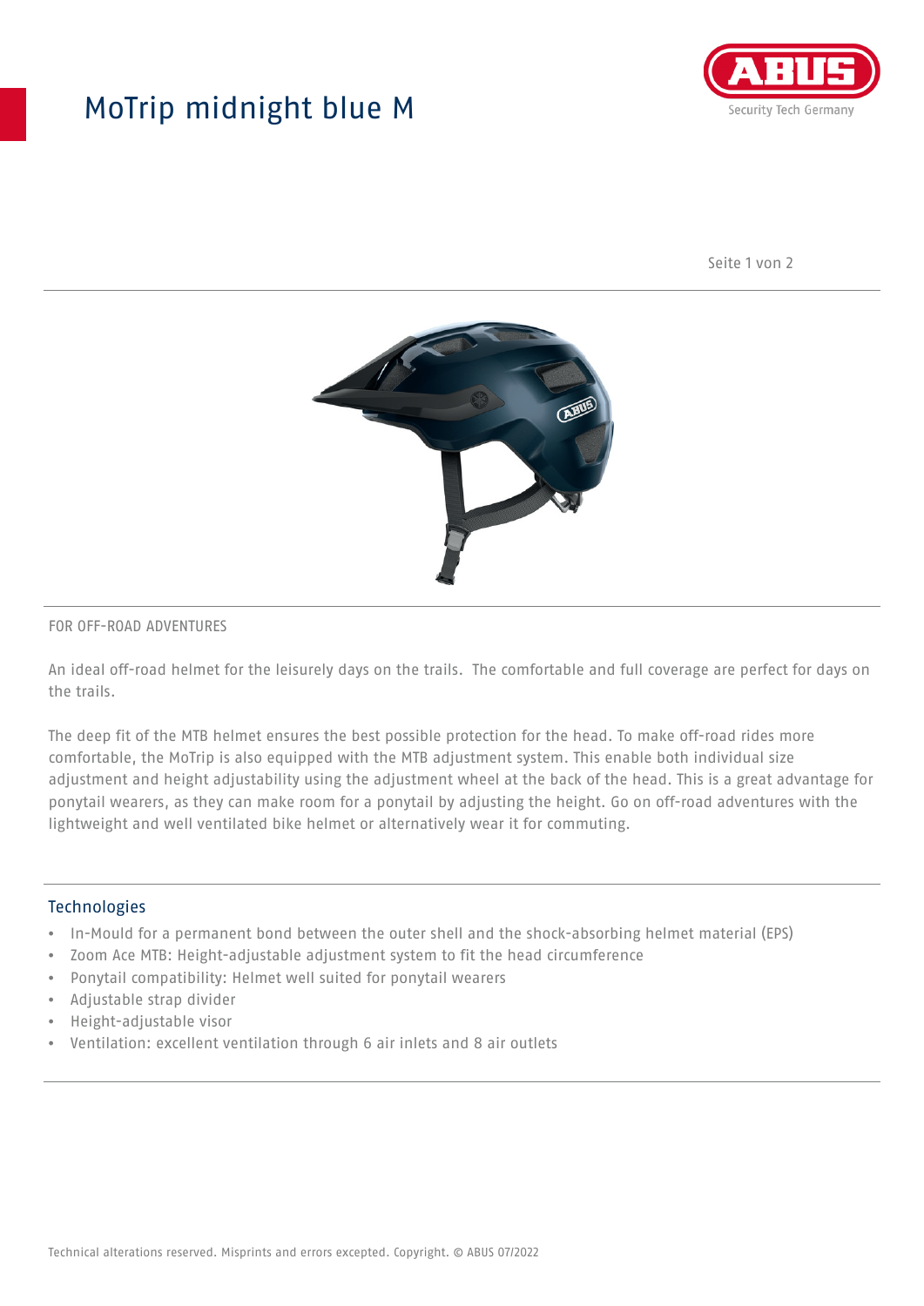# MoTrip midnight blue M

FOR OFF-ROAD ADVENTURES

An ideal off-road helmet for the leisurely days on the trails.  The comfortable and full coverage are perfect for days on the trails.

The deep fit of the MTB helmet ensures the best possible protection for the head. To make off-road rides more comfortable, the MoTrip is also equipped with the MTB adjustment system. This enable both individual size adjustment and height adjustability using the adjustment wheel at the back of the head. This is a great advantage for ponytail wearers, as they can make room for a ponytail by adjusting the height. Go on off-road adventures with the lightweight and well ventilated bike helmet or alternatively wear it for commuting.

## Technologies

- In-Mould for a permanent bond between the outer shell and the shock-absorbing helmet material (EPS)
- Zoom Ace MTB: Height-adjustable adjustment system to fit the head circumference
- Ponytail compatibility: Helmet well suited for ponytail wearers
- Adjustable strap divider
- Height-adjustable visor
- Ventilation: excellent ventilation through 6 air inlets and 8 air outlets

Technical alterations reserved. Misprints and errors excepted. Copyright. © ABUS 07/2022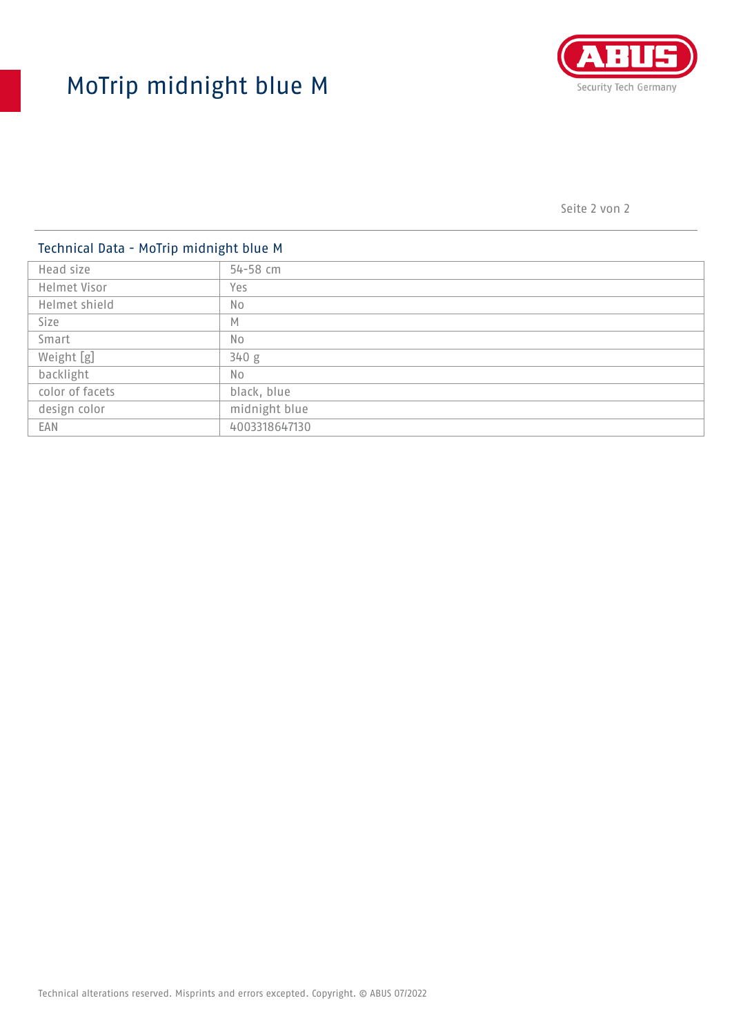# MoTrip midnight blue M

## Technical Data - MoTrip midnight blue M

| | |
|---|---|
| Head size | 54-58 cm |
| Helmet Visor | Yes |
| Helmet shield | No |
| Size | M |
| Smart | No |
| Weight [g] | 340 g |
| backlight | No |
| color of facets | black, blue |
| design color | midnight blue |
| EAN | 4003318647130 |

Technical alterations reserved. Misprints and errors excepted. Copyright. © ABUS 07/2022